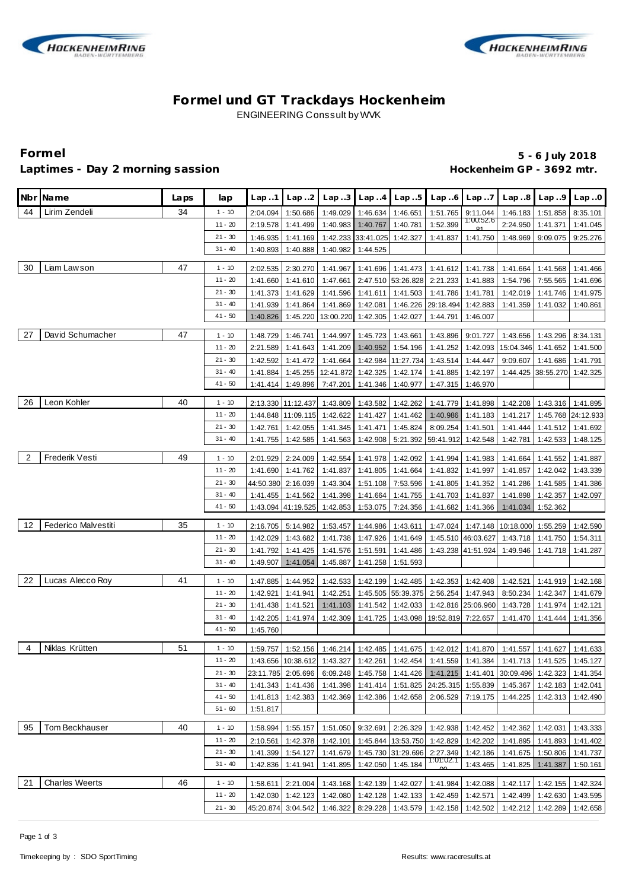# Formel und GT Trackdays Hockenheim

ENGINEERING Conssult by WVK

**Formel**
**Laptimes - Day 2 morning sassion**

**5 - 6 July 2018**
**Hockenheim GP - 3692 mtr.**

| Nbr | Name | Laps | lap | Lap..1 | Lap..2 | Lap..3 | Lap..4 | Lap..5 | Lap..6 | Lap..7 | Lap..8 | Lap..9 | Lap..0 |
|---|---|---|---|---|---|---|---|---|---|---|---|---|---|
| 44 | Lirim Zendeli | 34 | 1 - 10 | 2:04.094 | 1:50.686 | 1:49.029 | 1:46.634 | 1:46.651 | 1:51.765 | 9:11.044 | 1:46.183 | 1:51.858 | 8:35.101 |
| | | | 11 - 20 | 2:19.578 | 1:41.499 | 1:40.983 | 1:40.767 | 1:40.781 | 1:52.399 | 1:00:52.681 | 2:24.950 | 1:41.371 | 1:41.045 |
| | | | 21 - 30 | 1:46.935 | 1:41.169 | 1:42.233 | 33:41.025 | 1:42.327 | 1:41.837 | 1:41.750 | 1:48.969 | 9:09.075 | 9:25.276 |
| | | | 31 - 40 | 1:40.893 | 1:40.888 | 1:40.982 | 1:44.525 | | | | | | |
| 30 | Liam Lawson | 47 | 1 - 10 | 2:02.535 | 2:30.270 | 1:41.967 | 1:41.696 | 1:41.473 | 1:41.612 | 1:41.738 | 1:41.664 | 1:41.568 | 1:41.466 |
| | | | 11 - 20 | 1:41.660 | 1:41.610 | 1:47.661 | 2:47.510 | 53:26.828 | 2:21.233 | 1:41.883 | 1:54.796 | 7:55.565 | 1:41.696 |
| | | | 21 - 30 | 1:41.373 | 1:41.629 | 1:41.596 | 1:41.611 | 1:41.503 | 1:41.786 | 1:41.781 | 1:42.019 | 1:41.746 | 1:41.975 |
| | | | 31 - 40 | 1:41.939 | 1:41.864 | 1:41.869 | 1:42.081 | 1:46.226 | 29:18.494 | 1:42.883 | 1:41.359 | 1:41.032 | 1:40.861 |
| | | | 41 - 50 | 1:40.826 | 1:45.220 | 13:00.220 | 1:42.305 | 1:42.027 | 1:44.791 | 1:46.007 | | | |
| 27 | David Schumacher | 47 | 1 - 10 | 1:48.729 | 1:46.741 | 1:44.997 | 1:45.723 | 1:43.661 | 1:43.896 | 9:01.727 | 1:43.656 | 1:43.296 | 8:34.131 |
| | | | 11 - 20 | 2:21.589 | 1:41.643 | 1:41.209 | 1:40.952 | 1:54.196 | 1:41.252 | 1:42.093 | 15:04.346 | 1:41.652 | 1:41.500 |
| | | | 21 - 30 | 1:42.592 | 1:41.472 | 1:41.664 | 1:42.984 | 11:27.734 | 1:43.514 | 1:44.447 | 9:09.607 | 1:41.686 | 1:41.791 |
| | | | 31 - 40 | 1:41.884 | 1:45.255 | 12:41.872 | 1:42.325 | 1:42.174 | 1:41.885 | 1:42.197 | 1:44.425 | 38:55.270 | 1:42.325 |
| | | | 41 - 50 | 1:41.414 | 1:49.896 | 7:47.201 | 1:41.346 | 1:40.977 | 1:47.315 | 1:46.970 | | | |
| 26 | Leon Kohler | 40 | 1 - 10 | 2:13.330 | 11:12.437 | 1:43.809 | 1:43.582 | 1:42.262 | 1:41.779 | 1:41.898 | 1:42.208 | 1:43.316 | 1:41.895 |
| | | | 11 - 20 | 1:44.848 | 11:09.115 | 1:42.622 | 1:41.427 | 1:41.462 | 1:40.986 | 1:41.183 | 1:41.217 | 1:45.768 | 24:12.933 |
| | | | 21 - 30 | 1:42.761 | 1:42.055 | 1:41.345 | 1:41.471 | 1:45.824 | 8:09.254 | 1:41.501 | 1:41.444 | 1:41.512 | 1:41.692 |
| | | | 31 - 40 | 1:41.755 | 1:42.585 | 1:41.563 | 1:42.908 | 5:21.392 | 59:41.912 | 1:42.548 | 1:42.781 | 1:42.533 | 1:48.125 |
| 2 | Frederik Vesti | 49 | 1 - 10 | 2:01.929 | 2:24.009 | 1:42.554 | 1:41.978 | 1:42.092 | 1:41.994 | 1:41.983 | 1:41.664 | 1:41.552 | 1:41.887 |
| | | | 11 - 20 | 1:41.690 | 1:41.762 | 1:41.837 | 1:41.805 | 1:41.664 | 1:41.832 | 1:41.997 | 1:41.857 | 1:42.042 | 1:43.339 |
| | | | 21 - 30 | 44:50.380 | 2:16.039 | 1:43.304 | 1:51.108 | 7:53.596 | 1:41.805 | 1:41.352 | 1:41.286 | 1:41.585 | 1:41.386 |
| | | | 31 - 40 | 1:41.455 | 1:41.562 | 1:41.398 | 1:41.664 | 1:41.755 | 1:41.703 | 1:41.837 | 1:41.898 | 1:42.357 | 1:42.097 |
| | | | 41 - 50 | 1:43.094 | 41:19.525 | 1:42.853 | 1:53.075 | 7:24.356 | 1:41.682 | 1:41.366 | 1:41.034 | 1:52.362 | |
| 12 | Federico Malvestiti | 35 | 1 - 10 | 2:16.705 | 5:14.982 | 1:53.457 | 1:44.986 | 1:43.611 | 1:47.024 | 1:47.148 | 10:18.000 | 1:55.259 | 1:42.590 |
| | | | 11 - 20 | 1:42.029 | 1:43.682 | 1:41.738 | 1:47.926 | 1:41.649 | 1:45.510 | 46:03.627 | 1:43.718 | 1:41.750 | 1:54.311 |
| | | | 21 - 30 | 1:41.792 | 1:41.425 | 1:41.576 | 1:51.591 | 1:41.486 | 1:43.238 | 41:51.924 | 1:49.946 | 1:41.718 | 1:41.287 |
| | | | 31 - 40 | 1:49.907 | 1:41.054 | 1:45.887 | 1:41.258 | 1:51.593 | | | | | |
| 22 | Lucas Alecco Roy | 41 | 1 - 10 | 1:47.885 | 1:44.952 | 1:42.533 | 1:42.199 | 1:42.485 | 1:42.353 | 1:42.408 | 1:42.521 | 1:41.919 | 1:42.168 |
| | | | 11 - 20 | 1:42.921 | 1:41.941 | 1:42.251 | 1:45.505 | 55:39.375 | 2:56.254 | 1:47.943 | 8:50.234 | 1:42.347 | 1:41.679 |
| | | | 21 - 30 | 1:41.438 | 1:41.521 | 1:41.103 | 1:41.542 | 1:42.033 | 1:42.816 | 25:06.960 | 1:43.728 | 1:41.974 | 1:42.121 |
| | | | 31 - 40 | 1:42.205 | 1:41.974 | 1:42.309 | 1:41.725 | 1:43.098 | 19:52.819 | 7:22.657 | 1:41.470 | 1:41.444 | 1:41.356 |
| | | | 41 - 50 | 1:45.760 | | | | | | | | | |
| 4 | Niklas Krütten | 51 | 1 - 10 | 1:59.757 | 1:52.156 | 1:46.214 | 1:42.485 | 1:41.675 | 1:42.012 | 1:41.870 | 1:41.557 | 1:41.627 | 1:41.633 |
| | | | 11 - 20 | 1:43.656 | 10:38.612 | 1:43.327 | 1:42.261 | 1:42.454 | 1:41.559 | 1:41.384 | 1:41.713 | 1:41.525 | 1:45.127 |
| | | | 21 - 30 | 23:11.785 | 2:05.696 | 6:09.248 | 1:45.758 | 1:41.426 | 1:41.215 | 1:41.401 | 30:09.496 | 1:42.323 | 1:41.354 |
| | | | 31 - 40 | 1:41.343 | 1:41.436 | 1:41.398 | 1:41.414 | 1:51.825 | 24:25.315 | 1:55.839 | 1:45.367 | 1:42.183 | 1:42.041 |
| | | | 41 - 50 | 1:41.813 | 1:42.383 | 1:42.369 | 1:42.386 | 1:42.658 | 2:06.529 | 7:19.175 | 1:44.225 | 1:42.313 | 1:42.490 |
| | | | 51 - 60 | 1:51.817 | | | | | | | | | |
| 95 | Tom Beckhauser | 40 | 1 - 10 | 1:58.994 | 1:55.157 | 1:51.050 | 9:32.691 | 2:26.329 | 1:42.938 | 1:42.452 | 1:42.362 | 1:42.031 | 1:43.333 |
| | | | 11 - 20 | 2:10.561 | 1:42.378 | 1:42.101 | 1:45.844 | 13:53.750 | 1:42.829 | 1:42.202 | 1:41.895 | 1:41.893 | 1:41.402 |
| | | | 21 - 30 | 1:41.399 | 1:54.127 | 1:41.679 | 1:45.730 | 31:29.696 | 2:27.349 | 1:42.186 | 1:41.675 | 1:50.806 | 1:41.737 |
| | | | 31 - 40 | 1:42.836 | 1:41.941 | 1:41.895 | 1:42.050 | 1:45.184 | 1:01:02.100 | 1:43.465 | 1:41.825 | 1:41.387 | 1:50.161 |
| 21 | Charles Weerts | 46 | 1 - 10 | 1:58.611 | 2:21.004 | 1:43.168 | 1:42.139 | 1:42.027 | 1:41.984 | 1:42.088 | 1:42.117 | 1:42.155 | 1:42.324 |
| | | | 11 - 20 | 1:42.030 | 1:42.123 | 1:42.080 | 1:42.128 | 1:42.133 | 1:42.459 | 1:42.571 | 1:42.499 | 1:42.630 | 1:43.595 |
| | | | 21 - 30 | 45:20.874 | 3:04.542 | 1:46.322 | 8:29.228 | 1:43.579 | 1:42.158 | 1:42.502 | 1:42.212 | 1:42.289 | 1:42.658 |

Timekeeping by : SDO SportTiming

Results: www.raceresults.at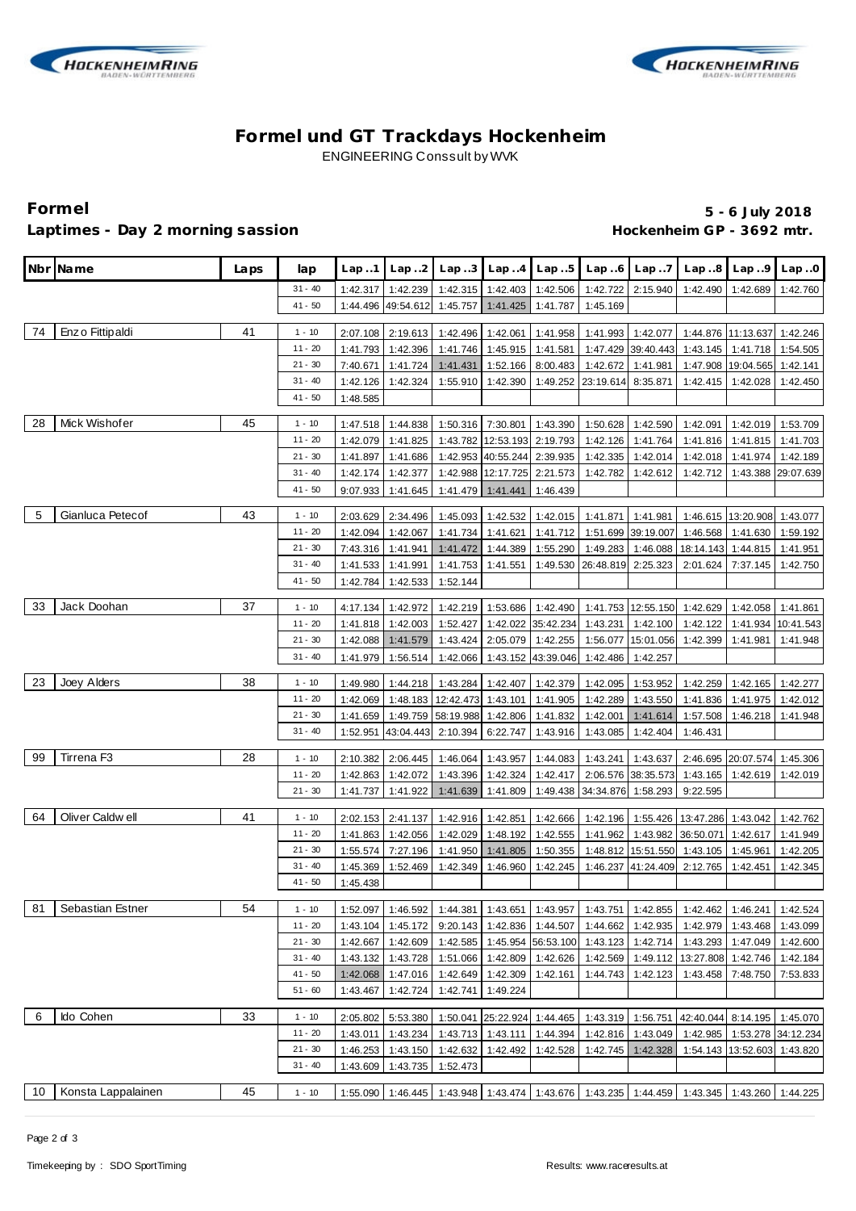# Formel und GT Trackdays Hockenheim

ENGINEERING Conssult by WVK

**Formel** **5 - 6 July 2018**

**Laptimes - Day 2 morning sassion** **Hockenheim GP - 3692 mtr.**

| Nbr | Name | Laps | lap | Lap..1 | Lap..2 | Lap..3 | Lap..4 | Lap..5 | Lap..6 | Lap..7 | Lap..8 | Lap..9 | Lap..0 |
|---|---|---|---|---|---|---|---|---|---|---|---|---|---|
| | | | 31 - 40 | 1:42.317 | 1:42.239 | 1:42.315 | 1:42.403 | 1:42.506 | 1:42.722 | 2:15.940 | 1:42.490 | 1:42.689 | 1:42.760 |
| | | | 41 - 50 | 1:44.496 | 49:54.612 | 1:45.757 | 1:41.425 | 1:41.787 | 1:45.169 | | | | |
| 74 | Enzo Fittipaldi | 41 | 1 - 10 | 2:07.108 | 2:19.613 | 1:42.496 | 1:42.061 | 1:41.958 | 1:41.993 | 1:42.077 | 1:44.876 | 11:13.637 | 1:42.246 |
| | | | 11 - 20 | 1:41.793 | 1:42.396 | 1:41.746 | 1:45.915 | 1:41.581 | 1:47.429 | 39:40.443 | 1:43.145 | 1:41.718 | 1:54.505 |
| | | | 21 - 30 | 7:40.671 | 1:41.724 | 1:41.431 | 1:52.166 | 8:00.483 | 1:42.672 | 1:41.981 | 1:47.908 | 19:04.565 | 1:42.141 |
| | | | 31 - 40 | 1:42.126 | 1:42.324 | 1:55.910 | 1:42.390 | 1:49.252 | 23:19.614 | 8:35.871 | 1:42.415 | 1:42.028 | 1:42.450 |
| | | | 41 - 50 | 1:48.585 | | | | | | | | | |
| 28 | Mick Wishofer | 45 | 1 - 10 | 1:47.518 | 1:44.838 | 1:50.316 | 7:30.801 | 1:43.390 | 1:50.628 | 1:42.590 | 1:42.091 | 1:42.019 | 1:53.709 |
| | | | 11 - 20 | 1:42.079 | 1:41.825 | 1:43.782 | 12:53.193 | 2:19.793 | 1:42.126 | 1:41.764 | 1:41.816 | 1:41.815 | 1:41.703 |
| | | | 21 - 30 | 1:41.897 | 1:41.686 | 1:42.953 | 40:55.244 | 2:39.935 | 1:42.335 | 1:42.014 | 1:42.018 | 1:41.974 | 1:42.189 |
| | | | 31 - 40 | 1:42.174 | 1:42.377 | 1:42.988 | 12:17.725 | 2:21.573 | 1:42.782 | 1:42.612 | 1:42.712 | 1:43.388 | 29:07.639 |
| | | | 41 - 50 | 9:07.933 | 1:41.645 | 1:41.479 | 1:41.441 | 1:46.439 | | | | | |
| 5 | Gianluca Petecof | 43 | 1 - 10 | 2:03.629 | 2:34.496 | 1:45.093 | 1:42.532 | 1:42.015 | 1:41.871 | 1:41.981 | 1:46.615 | 13:20.908 | 1:43.077 |
| | | | 11 - 20 | 1:42.094 | 1:42.067 | 1:41.734 | 1:41.621 | 1:41.712 | 1:51.699 | 39:19.007 | 1:46.568 | 1:41.630 | 1:59.192 |
| | | | 21 - 30 | 7:43.316 | 1:41.941 | 1:41.472 | 1:44.389 | 1:55.290 | 1:49.283 | 1:46.088 | 18:14.143 | 1:44.815 | 1:41.951 |
| | | | 31 - 40 | 1:41.533 | 1:41.991 | 1:41.753 | 1:41.551 | 1:49.530 | 26:48.819 | 2:25.323 | 2:01.624 | 7:37.145 | 1:42.750 |
| | | | 41 - 50 | 1:42.784 | 1:42.533 | 1:52.144 | | | | | | | |
| 33 | Jack Doohan | 37 | 1 - 10 | 4:17.134 | 1:42.972 | 1:42.219 | 1:53.686 | 1:42.490 | 1:41.753 | 12:55.150 | 1:42.629 | 1:42.058 | 1:41.861 |
| | | | 11 - 20 | 1:41.818 | 1:42.003 | 1:52.427 | 1:42.022 | 35:42.234 | 1:43.231 | 1:42.100 | 1:42.122 | 1:41.934 | 10:41.543 |
| | | | 21 - 30 | 1:42.088 | 1:41.579 | 1:43.424 | 2:05.079 | 1:42.255 | 1:56.077 | 15:01.056 | 1:42.399 | 1:41.981 | 1:41.948 |
| | | | 31 - 40 | 1:41.979 | 1:56.514 | 1:42.066 | 1:43.152 | 43:39.046 | 1:42.486 | 1:42.257 | | | |
| 23 | Joey Alders | 38 | 1 - 10 | 1:49.980 | 1:44.218 | 1:43.284 | 1:42.407 | 1:42.379 | 1:42.095 | 1:53.952 | 1:42.259 | 1:42.165 | 1:42.277 |
| | | | 11 - 20 | 1:42.069 | 1:48.183 | 12:42.473 | 1:43.101 | 1:41.905 | 1:42.289 | 1:43.550 | 1:41.836 | 1:41.975 | 1:42.012 |
| | | | 21 - 30 | 1:41.659 | 1:49.759 | 58:19.988 | 1:42.806 | 1:41.832 | 1:42.001 | 1:41.614 | 1:57.508 | 1:46.218 | 1:41.948 |
| | | | 31 - 40 | 1:52.951 | 43:04.443 | 2:10.394 | 6:22.747 | 1:43.916 | 1:43.085 | 1:42.404 | 1:46.431 | | |
| 99 | Tirrena F3 | 28 | 1 - 10 | 2:10.382 | 2:06.445 | 1:46.064 | 1:43.957 | 1:44.083 | 1:43.241 | 1:43.637 | 2:46.695 | 20:07.574 | 1:45.306 |
| | | | 11 - 20 | 1:42.863 | 1:42.072 | 1:43.396 | 1:42.324 | 1:42.417 | 2:06.576 | 38:35.573 | 1:43.165 | 1:42.619 | 1:42.019 |
| | | | 21 - 30 | 1:41.737 | 1:41.922 | 1:41.639 | 1:41.809 | 1:49.438 | 34:34.876 | 1:58.293 | 9:22.595 | | |
| 64 | Oliver Caldwell | 41 | 1 - 10 | 2:02.153 | 2:41.137 | 1:42.916 | 1:42.851 | 1:42.666 | 1:42.196 | 1:55.426 | 13:47.286 | 1:43.042 | 1:42.762 |
| | | | 11 - 20 | 1:41.863 | 1:42.056 | 1:42.029 | 1:48.192 | 1:42.555 | 1:41.962 | 1:43.982 | 36:50.071 | 1:42.617 | 1:41.949 |
| | | | 21 - 30 | 1:55.574 | 7:27.196 | 1:41.950 | 1:41.805 | 1:50.355 | 1:48.812 | 15:51.550 | 1:43.105 | 1:45.961 | 1:42.205 |
| | | | 31 - 40 | 1:45.369 | 1:52.469 | 1:42.349 | 1:46.960 | 1:42.245 | 1:46.237 | 41:24.409 | 2:12.765 | 1:42.451 | 1:42.345 |
| | | | 41 - 50 | 1:45.438 | | | | | | | | | |
| 81 | Sebastian Estner | 54 | 1 - 10 | 1:52.097 | 1:46.592 | 1:44.381 | 1:43.651 | 1:43.957 | 1:43.751 | 1:42.855 | 1:42.462 | 1:46.241 | 1:42.524 |
| | | | 11 - 20 | 1:43.104 | 1:45.172 | 9:20.143 | 1:42.836 | 1:44.507 | 1:44.662 | 1:42.935 | 1:42.979 | 1:43.468 | 1:43.099 |
| | | | 21 - 30 | 1:42.667 | 1:42.609 | 1:42.585 | 1:45.954 | 56:53.100 | 1:43.123 | 1:42.714 | 1:43.293 | 1:47.049 | 1:42.600 |
| | | | 31 - 40 | 1:43.132 | 1:43.728 | 1:51.066 | 1:42.809 | 1:42.626 | 1:42.569 | 1:49.112 | 13:27.808 | 1:42.746 | 1:42.184 |
| | | | 41 - 50 | 1:42.068 | 1:47.016 | 1:42.649 | 1:42.309 | 1:42.161 | 1:44.743 | 1:42.123 | 1:43.458 | 7:48.750 | 7:53.833 |
| | | | 51 - 60 | 1:43.467 | 1:42.724 | 1:42.741 | 1:49.224 | | | | | | |
| 6 | Ido Cohen | 33 | 1 - 10 | 2:05.802 | 5:53.380 | 1:50.041 | 25:22.924 | 1:44.465 | 1:43.319 | 1:56.751 | 42:40.044 | 8:14.195 | 1:45.070 |
| | | | 11 - 20 | 1:43.011 | 1:43.234 | 1:43.713 | 1:43.111 | 1:44.394 | 1:42.816 | 1:43.049 | 1:42.985 | 1:53.278 | 34:12.234 |
| | | | 21 - 30 | 1:46.253 | 1:43.150 | 1:42.632 | 1:42.492 | 1:42.528 | 1:42.745 | 1:42.328 | 1:54.143 | 13:52.603 | 1:43.820 |
| | | | 31 - 40 | 1:43.609 | 1:43.735 | 1:52.473 | | | | | | | |
| 10 | Konsta Lappalainen | 45 | 1 - 10 | 1:55.090 | 1:46.445 | 1:43.948 | 1:43.474 | 1:43.676 | 1:43.235 | 1:44.459 | 1:43.345 | 1:43.260 | 1:44.225 |

Timekeeping by : SDO SportTiming

Results: www.raceresults.at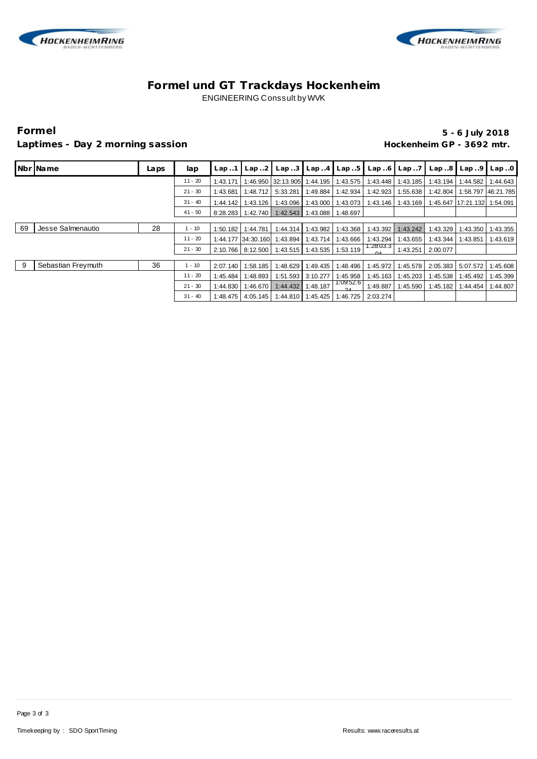# Formel und GT Trackdays Hockenheim

ENGINEERING Conssult by WVK

**Formel**

**Laptimes - Day 2 morning sassion**

**5 - 6 July 2018**

**Hockenheim GP - 3692 mtr.**

| Nbr | Name | Laps | lap | Lap ..1 | Lap ..2 | Lap ..3 | Lap ..4 | Lap ..5 | Lap ..6 | Lap ..7 | Lap ..8 | Lap ..9 | Lap ..0 |
|---|---|---|---|---|---|---|---|---|---|---|---|---|---|
| | | | 11 - 20 | 1:43.171 | 1:46.950 | 32:13.905 | 1:44.195 | 1:43.575 | 1:43.448 | 1:43.185 | 1:43.194 | 1:44.582 | 1:44.643 |
| | | | 21 - 30 | 1:43.681 | 1:48.712 | 5:33.281 | 1:49.884 | 1:42.934 | 1:42.923 | 1:55.638 | 1:42.804 | 1:58.797 | 46:21.785 |
| | | | 31 - 40 | 1:44.142 | 1:43.126 | 1:43.096 | 1:43.000 | 1:43.073 | 1:43.146 | 1:43.169 | 1:45.647 | 17:21.132 | 1:54.091 |
| | | | 41 - 50 | 8:28.283 | 1:42.740 | 1:42.543 | 1:43.088 | 1:48.697 | | | | | |
| 69 | Jesse Salmenautio | 28 | 1 - 10 | 1:50.182 | 1:44.781 | 1:44.314 | 1:43.982 | 1:43.368 | 1:43.392 | 1:43.242 | 1:43.329 | 1:43.350 | 1:43.355 |
| | | | 11 - 20 | 1:44.177 | 34:30.160 | 1:43.894 | 1:43.714 | 1:43.666 | 1:43.294 | 1:43.655 | 1:43.344 | 1:43.851 | 1:43.619 |
| | | | 21 - 30 | 2:10.766 | 8:12.500 | 1:43.515 | 1:43.535 | 1:53.119 | 1:28:03.304 | 1:43.251 | 2:00.077 | | |
| 9 | Sebastian Freymuth | 36 | 1 - 10 | 2:07.140 | 1:58.185 | 1:48.629 | 1:49.435 | 1:48.496 | 1:45.972 | 1:45.578 | 2:05.383 | 5:07.572 | 1:45.608 |
| | | | 11 - 20 | 1:45.484 | 1:48.893 | 1:51.593 | 3:10.277 | 1:45.958 | 1:45.163 | 1:45.203 | 1:45.538 | 1:45.492 | 1:45.399 |
| | | | 21 - 30 | 1:44.830 | 1:46.670 | 1:44.432 | 1:48.187 | 1:09:52.624 | 1:49.887 | 1:45.590 | 1:45.182 | 1:44.454 | 1:44.807 |
| | | | 31 - 40 | 1:48.475 | 4:05.145 | 1:44.810 | 1:45.425 | 1:46.725 | 2:03.274 | | | | |

Timekeeping by : SDO SportTiming

Results: www.raceresults.at